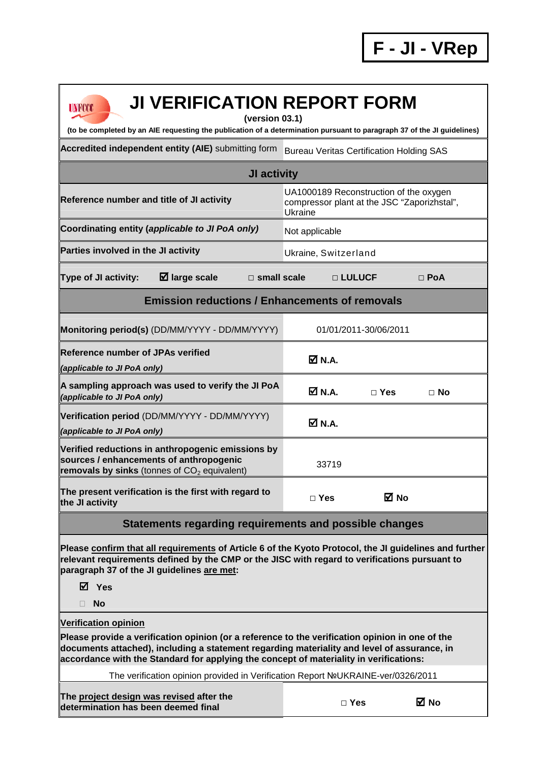**F - JI - VRep**

# JI VERIFICATION REPORT FORM

**(version 03.1)**

**(to be completed by an AIE requesting the publication of a determination pursuant to paragraph 37 of the JI guidelines)**

| | |
|---|---|
| **Accredited independent entity (AIE)** submitting form | Bureau Veritas Certification Holding SAS |
| **JI activity** | |
| **Reference number and title of JI activity** | UA1000189 Reconstruction of the oxygen compressor plant at the JSC "Zaporizhstal", Ukraine |
| **Coordinating entity (*applicable to JI PoA only)*** | Not applicable |
| **Parties involved in the JI activity** | Ukraine, Switzerland |
| **Type of JI activity:** ☑ **large scale** □ **small scale** □ **LULUCF** □ **PoA** | |
| **Emission reductions / Enhancements of removals** | |
| **Monitoring period(s)** (DD/MM/YYYY - DD/MM/YYYY) | 01/01/2011-30/06/2011 |
| **Reference number of JPAs verified** ***(applicable to JI PoA only)*** | ☑ **N.A.** |
| **A sampling approach was used to verify the JI PoA** ***(applicable to JI PoA only)*** | ☑ **N.A.** □ **Yes** □ **No** |
| **Verification period** (DD/MM/YYYY - DD/MM/YYYY) ***(applicable to JI PoA only)*** | ☑ **N.A.** |
| **Verified reductions in anthropogenic emissions by sources / enhancements of anthropogenic removals by sinks** (tonnes of $CO_2$ equivalent) | 33719 |
| **The present verification is the first with regard to the JI activity** | □ **Yes** ☑ **No** |
| **Statements regarding requirements and possible changes** | |

**Please confirm that all requirements of Article 6 of the Kyoto Protocol, the JI guidelines and further relevant requirements defined by the CMP or the JISC with regard to verifications pursuant to paragraph 37 of the JI guidelines are met:**

☑ **Yes**

□ **No**

**Verification opinion**

**Please provide a verification opinion (or a reference to the verification opinion in one of the documents attached), including a statement regarding materiality and level of assurance, in accordance with the Standard for applying the concept of materiality in verifications:**

The verification opinion provided in Verification Report №UKRAINE-ver/0326/2011

| | |
|---|---|
| **The project design was revised after the determination has been deemed final** | □ **Yes** ☑ **No** |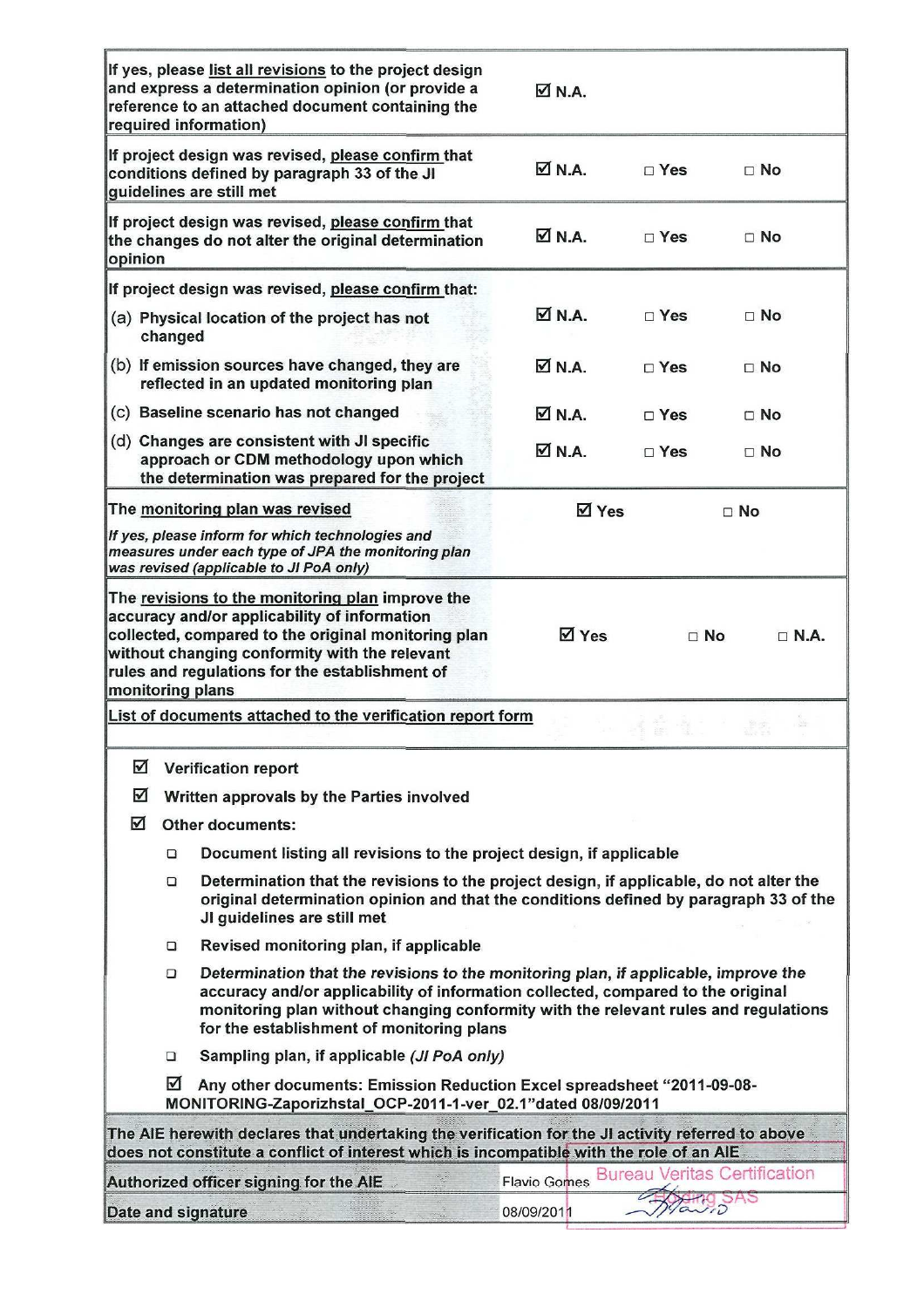| | | | |
|---|---|---|---|
| If yes, please <u>list all revisions</u> to the project design and express a determination opinion (or provide a reference to an attached document containing the required information) | ☑ N.A. | | |
| If project design was revised, <u>please confirm</u> that conditions defined by paragraph 33 of the JI guidelines are still met | ☑ N.A. | □ Yes | □ No |
| If project design was revised, <u>please confirm</u> that the changes do not alter the original determination opinion | ☑ N.A. | □ Yes | □ No |
| If project design was revised, <u>please confirm</u> that: | | | |
| (a) Physical location of the project has not changed | ☑ N.A. | □ Yes | □ No |
| (b) If emission sources have changed, they are reflected in an updated monitoring plan | ☑ N.A. | □ Yes | □ No |
| (c) Baseline scenario has not changed | ☑ N.A. | □ Yes | □ No |
| (d) Changes are consistent with JI specific approach or CDM methodology upon which the determination was prepared for the project | ☑ N.A. | □ Yes | □ No |
| The <u>monitoring plan was revised</u><br>*If yes, please inform for which technologies and measures under each type of JPA the monitoring plan was revised (applicable to JI PoA only)* | ☑ Yes | | □ No |
| The <u>revisions to the monitoring plan</u> improve the accuracy and/or applicability of information collected, compared to the original monitoring plan without changing conformity with the relevant rules and regulations for the establishment of monitoring plans | ☑ Yes | □ No | □ N.A. |

<u>List of documents attached to the verification report form</u>

- ☑ Verification report
- ☑ Written approvals by the Parties involved
- ☑ Other documents:
  - □ Document listing all revisions to the project design, if applicable
  - □ Determination that the revisions to the project design, if applicable, do not alter the original determination opinion and that the conditions defined by paragraph 33 of the JI guidelines are still met
  - □ Revised monitoring plan, if applicable
  - □ *Determination that the revisions to the monitoring plan, if applicable, improve the accuracy and/or applicability of information collected, compared to the original monitoring plan without changing conformity with the relevant rules and regulations for the establishment of monitoring plans*
  - □ Sampling plan, if applicable *(JI PoA only)*
  - ☑ Any other documents: Emission Reduction Excel spreadsheet "2011-09-08-MONITORING-Zaporizhstal_OCP-2011-1-ver_02.1"dated 08/09/2011

**The AIE herewith declares that undertaking the verification for the JI activity referred to above does not constitute a conflict of interest which is incompatible with the role of an AIE**

| | |
|---|---|
| **Authorized officer signing for the AIE** | Flavio Gomes — Bureau Veritas Certification Holding SAS |
| **Date and signature** | 08/09/2011 |